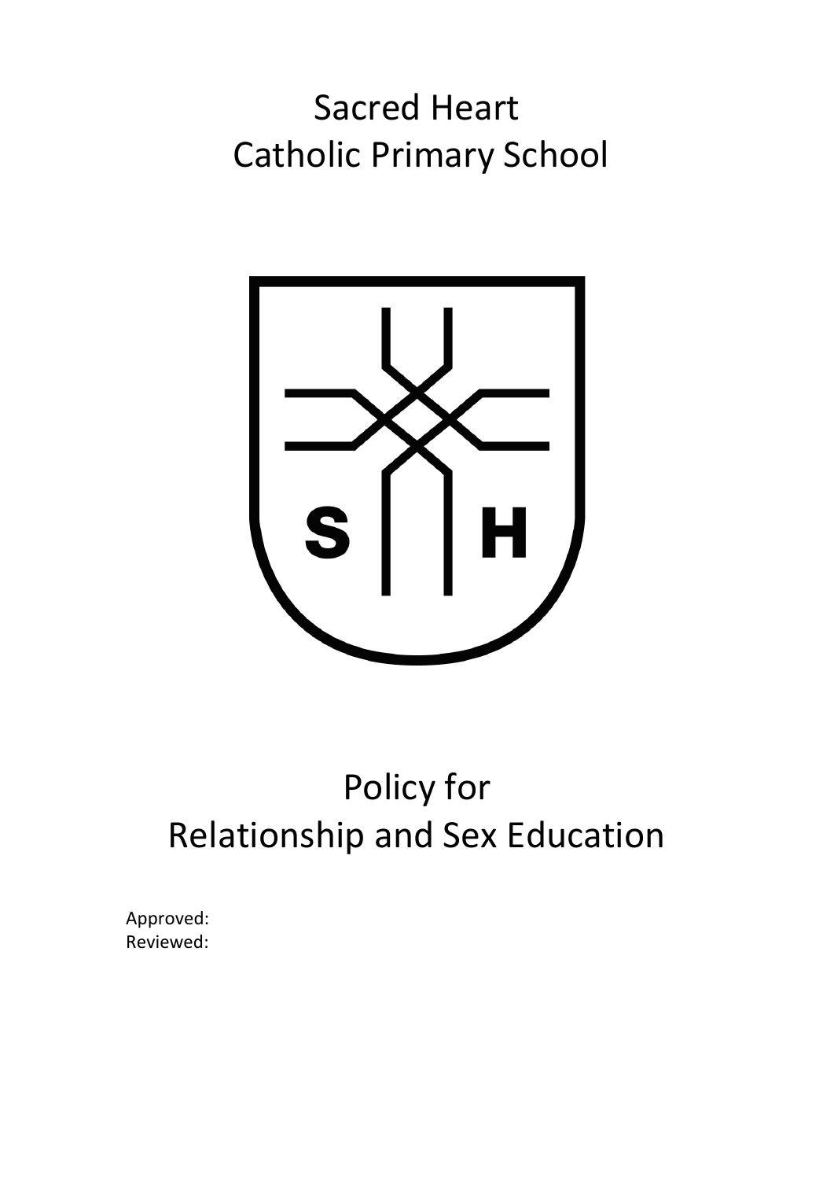# Sacred Heart
# Catholic Primary School

# Policy for
# Relationship and Sex Education

Approved:
Reviewed: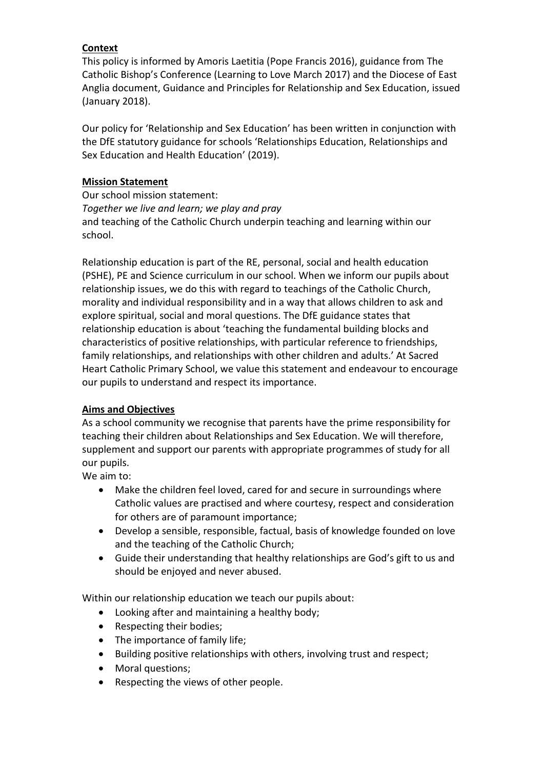**Context**

This policy is informed by Amoris Laetitia (Pope Francis 2016), guidance from The Catholic Bishop's Conference (Learning to Love March 2017) and the Diocese of East Anglia document, Guidance and Principles for Relationship and Sex Education, issued (January 2018).

Our policy for 'Relationship and Sex Education' has been written in conjunction with the DfE statutory guidance for schools 'Relationships Education, Relationships and Sex Education and Health Education' (2019).

**Mission Statement**

Our school mission statement:
*Together we live and learn; we play and pray*
and teaching of the Catholic Church underpin teaching and learning within our school.

Relationship education is part of the RE, personal, social and health education (PSHE), PE and Science curriculum in our school. When we inform our pupils about relationship issues, we do this with regard to teachings of the Catholic Church, morality and individual responsibility and in a way that allows children to ask and explore spiritual, social and moral questions. The DfE guidance states that relationship education is about 'teaching the fundamental building blocks and characteristics of positive relationships, with particular reference to friendships, family relationships, and relationships with other children and adults.' At Sacred Heart Catholic Primary School, we value this statement and endeavour to encourage our pupils to understand and respect its importance.

**Aims and Objectives**

As a school community we recognise that parents have the prime responsibility for teaching their children about Relationships and Sex Education. We will therefore, supplement and support our parents with appropriate programmes of study for all our pupils.

We aim to:

- Make the children feel loved, cared for and secure in surroundings where Catholic values are practised and where courtesy, respect and consideration for others are of paramount importance;
- Develop a sensible, responsible, factual, basis of knowledge founded on love and the teaching of the Catholic Church;
- Guide their understanding that healthy relationships are God's gift to us and should be enjoyed and never abused.

Within our relationship education we teach our pupils about:

- Looking after and maintaining a healthy body;
- Respecting their bodies;
- The importance of family life;
- Building positive relationships with others, involving trust and respect;
- Moral questions;
- Respecting the views of other people.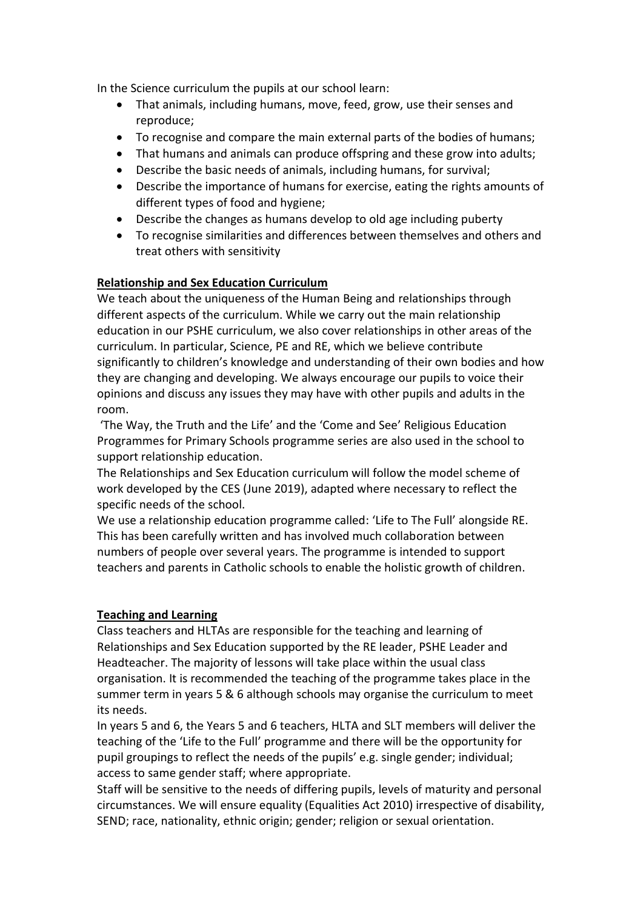In the Science curriculum the pupils at our school learn:

- That animals, including humans, move, feed, grow, use their senses and reproduce;
- To recognise and compare the main external parts of the bodies of humans;
- That humans and animals can produce offspring and these grow into adults;
- Describe the basic needs of animals, including humans, for survival;
- Describe the importance of humans for exercise, eating the rights amounts of different types of food and hygiene;
- Describe the changes as humans develop to old age including puberty
- To recognise similarities and differences between themselves and others and treat others with sensitivity

**Relationship and Sex Education Curriculum**

We teach about the uniqueness of the Human Being and relationships through different aspects of the curriculum. While we carry out the main relationship education in our PSHE curriculum, we also cover relationships in other areas of the curriculum. In particular, Science, PE and RE, which we believe contribute significantly to children's knowledge and understanding of their own bodies and how they are changing and developing. We always encourage our pupils to voice their opinions and discuss any issues they may have with other pupils and adults in the room.

'The Way, the Truth and the Life' and the 'Come and See' Religious Education Programmes for Primary Schools programme series are also used in the school to support relationship education.

The Relationships and Sex Education curriculum will follow the model scheme of work developed by the CES (June 2019), adapted where necessary to reflect the specific needs of the school.

We use a relationship education programme called: 'Life to The Full' alongside RE. This has been carefully written and has involved much collaboration between numbers of people over several years. The programme is intended to support teachers and parents in Catholic schools to enable the holistic growth of children.

**Teaching and Learning**

Class teachers and HLTAs are responsible for the teaching and learning of Relationships and Sex Education supported by the RE leader, PSHE Leader and Headteacher. The majority of lessons will take place within the usual class organisation. It is recommended the teaching of the programme takes place in the summer term in years 5 & 6 although schools may organise the curriculum to meet its needs.

In years 5 and 6, the Years 5 and 6 teachers, HLTA and SLT members will deliver the teaching of the 'Life to the Full' programme and there will be the opportunity for pupil groupings to reflect the needs of the pupils' e.g. single gender; individual; access to same gender staff; where appropriate.

Staff will be sensitive to the needs of differing pupils, levels of maturity and personal circumstances. We will ensure equality (Equalities Act 2010) irrespective of disability, SEND; race, nationality, ethnic origin; gender; religion or sexual orientation.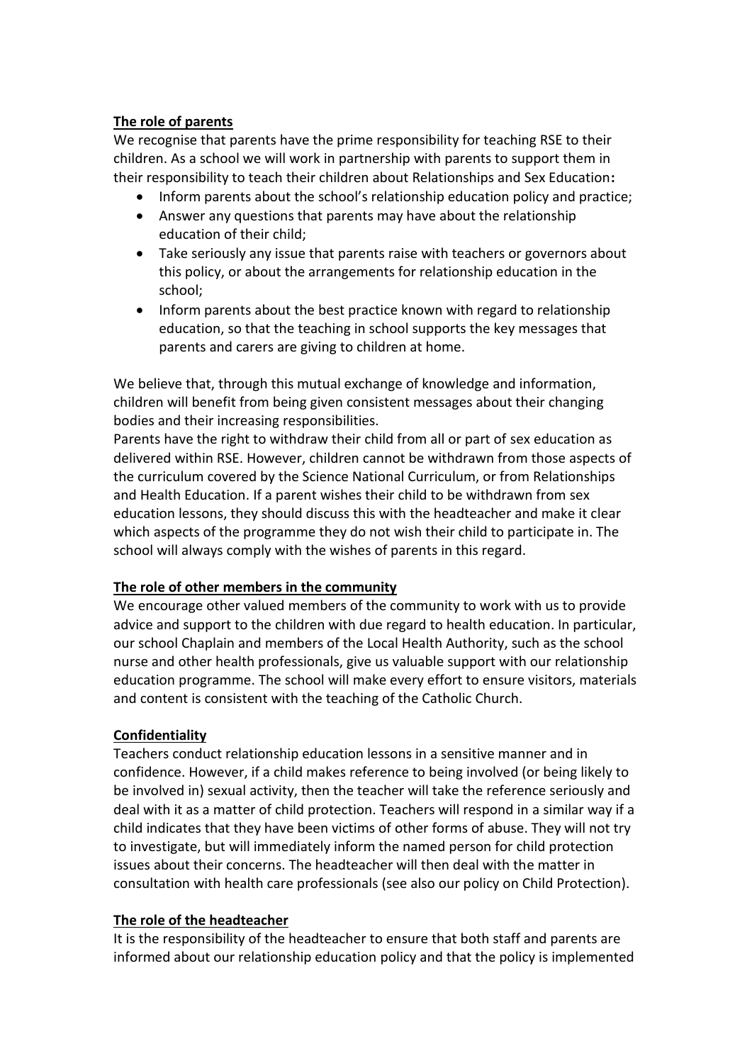## The role of parents

We recognise that parents have the prime responsibility for teaching RSE to their children. As a school we will work in partnership with parents to support them in their responsibility to teach their children about Relationships and Sex Education**:**

- Inform parents about the school's relationship education policy and practice;
- Answer any questions that parents may have about the relationship education of their child;
- Take seriously any issue that parents raise with teachers or governors about this policy, or about the arrangements for relationship education in the school;
- Inform parents about the best practice known with regard to relationship education, so that the teaching in school supports the key messages that parents and carers are giving to children at home.

We believe that, through this mutual exchange of knowledge and information, children will benefit from being given consistent messages about their changing bodies and their increasing responsibilities.

Parents have the right to withdraw their child from all or part of sex education as delivered within RSE. However, children cannot be withdrawn from those aspects of the curriculum covered by the Science National Curriculum, or from Relationships and Health Education. If a parent wishes their child to be withdrawn from sex education lessons, they should discuss this with the headteacher and make it clear which aspects of the programme they do not wish their child to participate in. The school will always comply with the wishes of parents in this regard.

## The role of other members in the community

We encourage other valued members of the community to work with us to provide advice and support to the children with due regard to health education. In particular, our school Chaplain and members of the Local Health Authority, such as the school nurse and other health professionals, give us valuable support with our relationship education programme. The school will make every effort to ensure visitors, materials and content is consistent with the teaching of the Catholic Church.

## Confidentiality

Teachers conduct relationship education lessons in a sensitive manner and in confidence. However, if a child makes reference to being involved (or being likely to be involved in) sexual activity, then the teacher will take the reference seriously and deal with it as a matter of child protection. Teachers will respond in a similar way if a child indicates that they have been victims of other forms of abuse. They will not try to investigate, but will immediately inform the named person for child protection issues about their concerns. The headteacher will then deal with the matter in consultation with health care professionals (see also our policy on Child Protection).

## The role of the headteacher

It is the responsibility of the headteacher to ensure that both staff and parents are informed about our relationship education policy and that the policy is implemented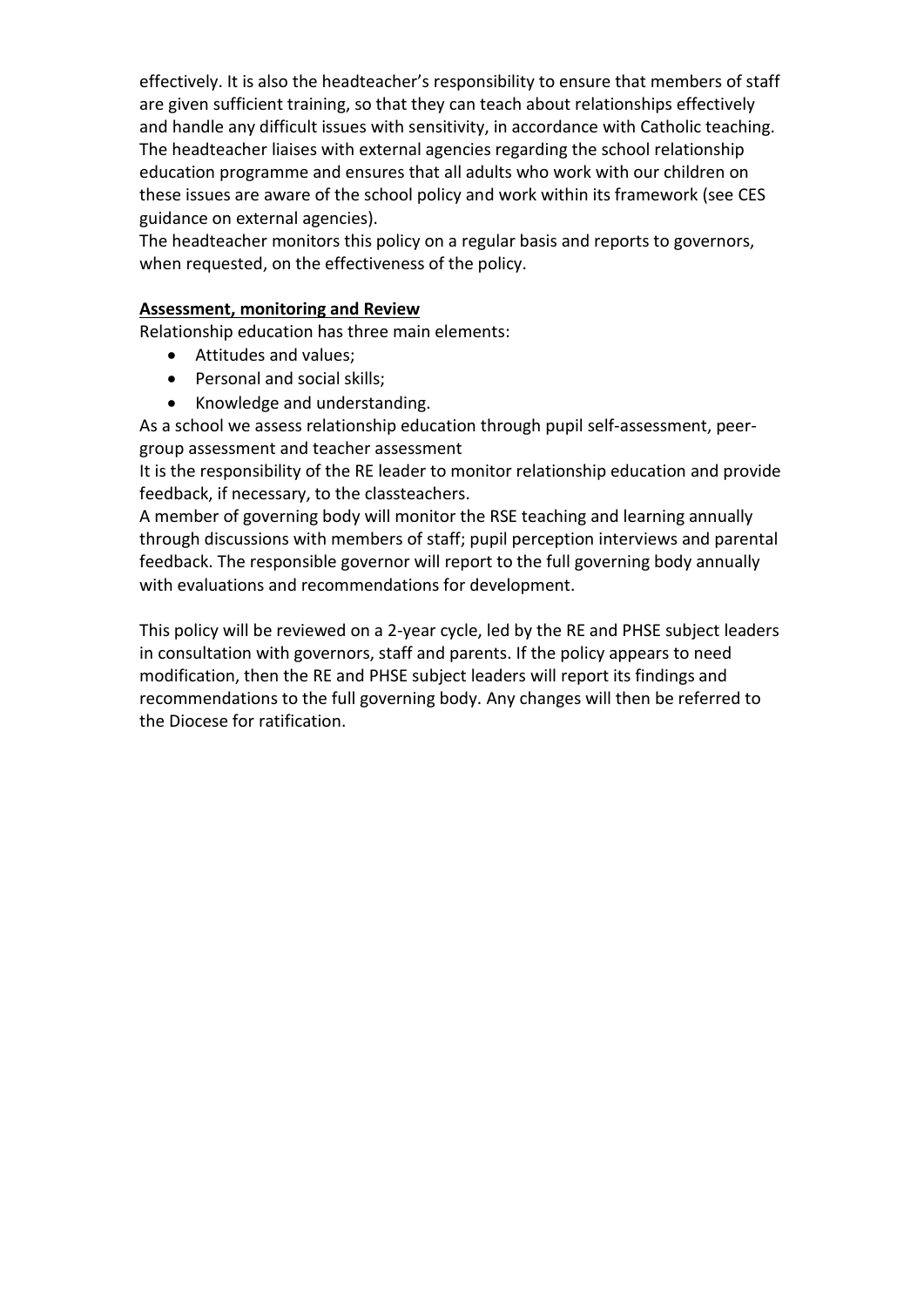effectively. It is also the headteacher's responsibility to ensure that members of staff are given sufficient training, so that they can teach about relationships effectively and handle any difficult issues with sensitivity, in accordance with Catholic teaching. The headteacher liaises with external agencies regarding the school relationship education programme and ensures that all adults who work with our children on these issues are aware of the school policy and work within its framework (see CES guidance on external agencies).
The headteacher monitors this policy on a regular basis and reports to governors, when requested, on the effectiveness of the policy.

**Assessment, monitoring and Review**

Relationship education has three main elements:

- Attitudes and values;
- Personal and social skills;
- Knowledge and understanding.

As a school we assess relationship education through pupil self-assessment, peer-group assessment and teacher assessment
It is the responsibility of the RE leader to monitor relationship education and provide feedback, if necessary, to the classteachers.
A member of governing body will monitor the RSE teaching and learning annually through discussions with members of staff; pupil perception interviews and parental feedback. The responsible governor will report to the full governing body annually with evaluations and recommendations for development.

This policy will be reviewed on a 2-year cycle, led by the RE and PHSE subject leaders in consultation with governors, staff and parents. If the policy appears to need modification, then the RE and PHSE subject leaders will report its findings and recommendations to the full governing body. Any changes will then be referred to the Diocese for ratification.